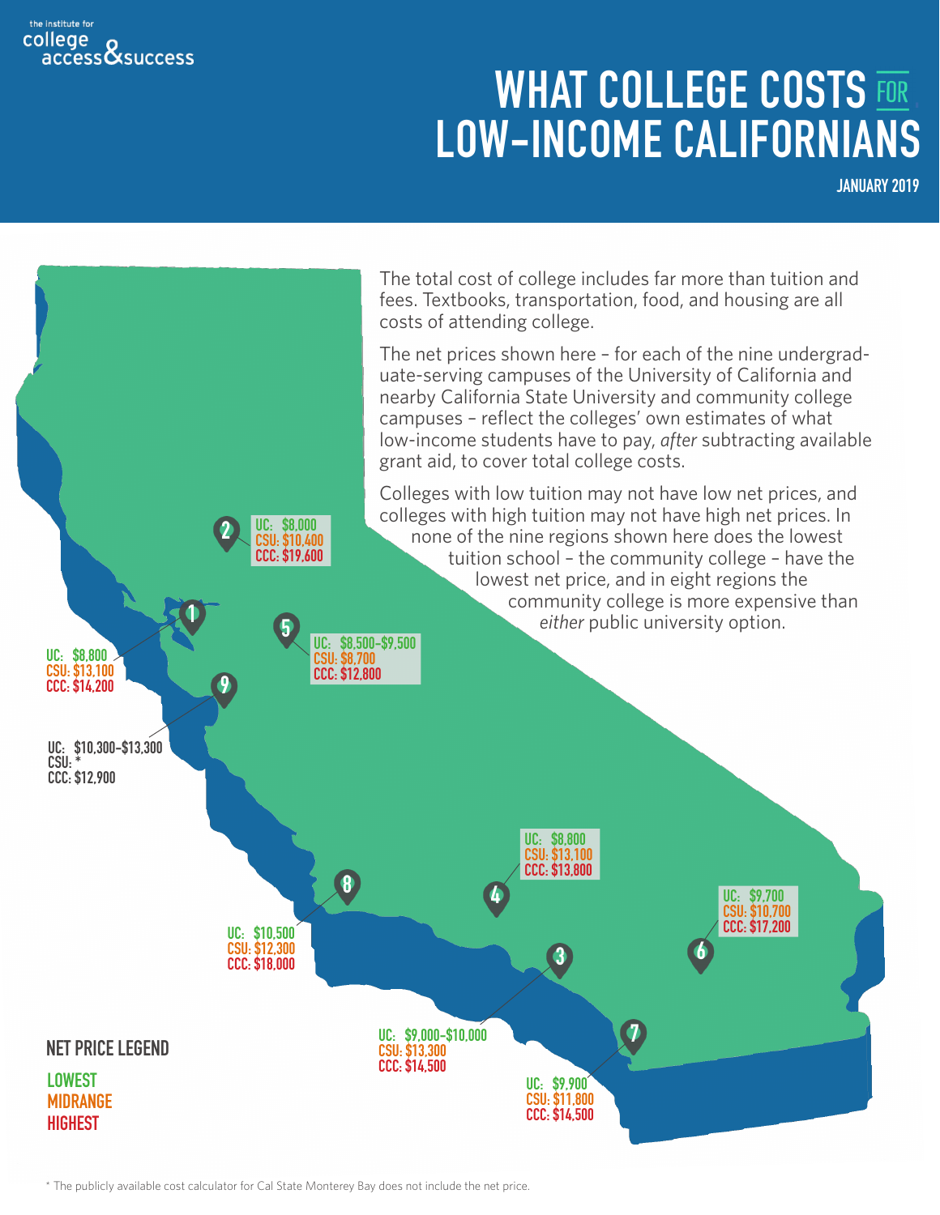the institute for college access & success

# WHAT COLLEGE COSTS FOR LOW-INCOME CALIFORNIANS

JANUARY 2019

The total cost of college includes far more than tuition and fees. Textbooks, transportation, food, and housing are all costs of attending college.

The net prices shown here – for each of the nine undergraduate-serving campuses of the University of California and nearby California State University and community college campuses – reflect the colleges' own estimates of what low-income students have to pay, *after* subtracting available grant aid, to cover total college costs.

Colleges with low tuition may not have low net prices, and colleges with high tuition may not have high net prices. In none of the nine regions shown here does the lowest tuition school – the community college – have the lowest net price, and in eight regions the community college is more expensive than *either* public university option.

| Region | UC | CSU | CCC |
| --- | --- | --- | --- |
| 1 | $8,800 | $13,100 | $14,200 |
| 2 | $8,000 | $10,400 | $19,600 |
| 3 | $9,000–$10,000 | $13,300 | $14,500 |
| 4 | $8,800 | $13,100 | $13,800 |
| 5 | $8,500–$9,500 | $8,700 | $12,800 |
| 6 | $9,700 | $10,700 | $17,200 |
| 7 | $9,900 | $11,800 | $14,500 |
| 8 | $10,500 | $12,300 | $18,000 |
| 9 | $10,300–$13,300 | * | $12,900 |

**NET PRICE LEGEND**

LOWEST
MIDRANGE
HIGHEST

* The publicly available cost calculator for Cal State Monterey Bay does not include the net price.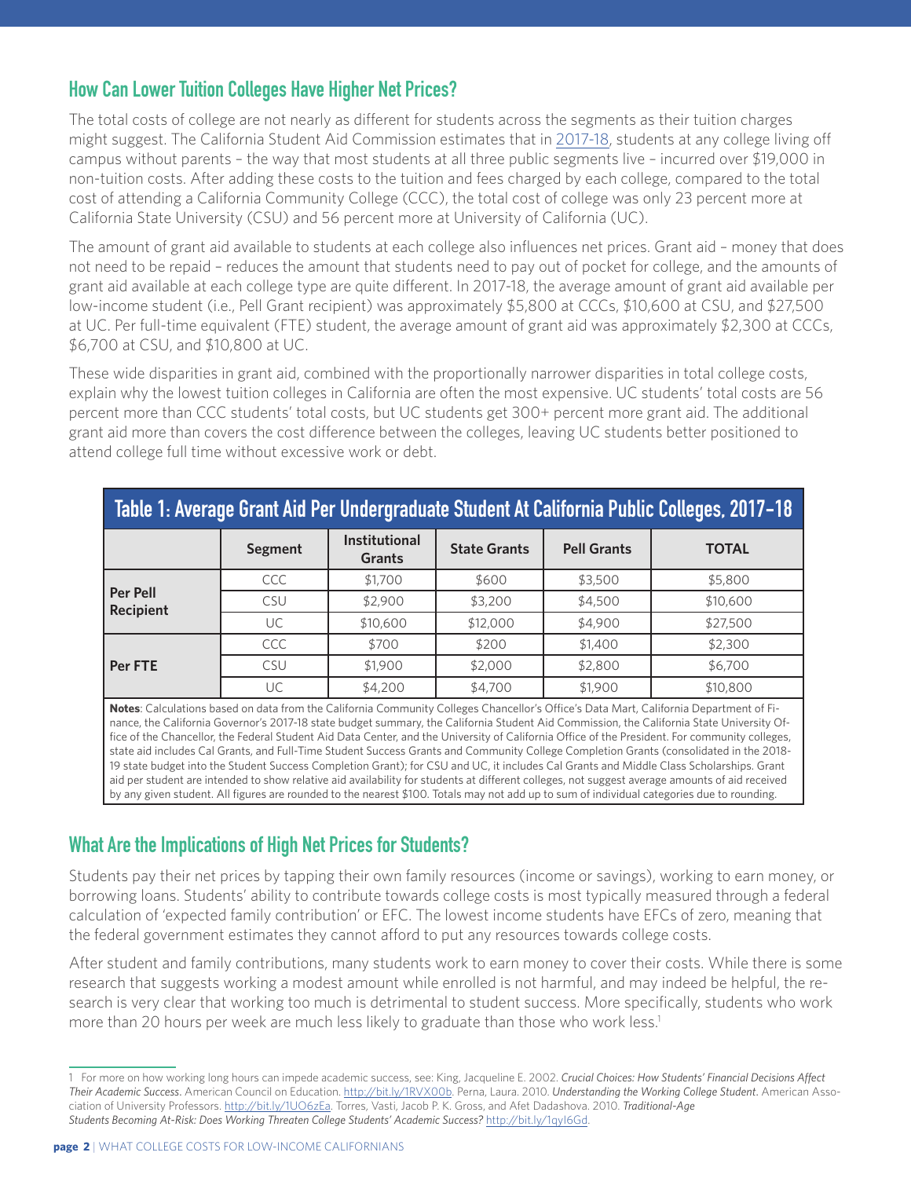## How Can Lower Tuition Colleges Have Higher Net Prices?

The total costs of college are not nearly as different for students across the segments as their tuition charges might suggest. The California Student Aid Commission estimates that in 2017-18, students at any college living off campus without parents – the way that most students at all three public segments live – incurred over $19,000 in non-tuition costs. After adding these costs to the tuition and fees charged by each college, compared to the total cost of attending a California Community College (CCC), the total cost of college was only 23 percent more at California State University (CSU) and 56 percent more at University of California (UC).

The amount of grant aid available to students at each college also influences net prices. Grant aid – money that does not need to be repaid – reduces the amount that students need to pay out of pocket for college, and the amounts of grant aid available at each college type are quite different. In 2017-18, the average amount of grant aid available per low-income student (i.e., Pell Grant recipient) was approximately $5,800 at CCCs, $10,600 at CSU, and $27,500 at UC. Per full-time equivalent (FTE) student, the average amount of grant aid was approximately $2,300 at CCCs, $6,700 at CSU, and $10,800 at UC.

These wide disparities in grant aid, combined with the proportionally narrower disparities in total college costs, explain why the lowest tuition colleges in California are often the most expensive. UC students' total costs are 56 percent more than CCC students' total costs, but UC students get 300+ percent more grant aid. The additional grant aid more than covers the cost difference between the colleges, leaving UC students better positioned to attend college full time without excessive work or debt.

**Table 1: Average Grant Aid Per Undergraduate Student At California Public Colleges, 2017-18**

| | Segment | Institutional Grants | State Grants | Pell Grants | TOTAL |
|---|---|---|---|---|---|
| **Per Pell Recipient** | CCC | $1,700 | $600 | $3,500 | $5,800 |
| | CSU | $2,900 | $3,200 | $4,500 | $10,600 |
| | UC | $10,600 | $12,000 | $4,900 | $27,500 |
| **Per FTE** | CCC | $700 | $200 | $1,400 | $2,300 |
| | CSU | $1,900 | $2,000 | $2,800 | $6,700 |
| | UC | $4,200 | $4,700 | $1,900 | $10,800 |

**Notes**: Calculations based on data from the California Community Colleges Chancellor's Office's Data Mart, California Department of Finance, the California Governor's 2017-18 state budget summary, the California Student Aid Commission, the California State University Office of the Chancellor, the Federal Student Aid Data Center, and the University of California Office of the President. For community colleges, state aid includes Cal Grants, and Full-Time Student Success Grants and Community College Completion Grants (consolidated in the 2018-19 state budget into the Student Success Completion Grant); for CSU and UC, it includes Cal Grants and Middle Class Scholarships. Grant aid per student are intended to show relative aid availability for students at different colleges, not suggest average amounts of aid received by any given student. All figures are rounded to the nearest $100. Totals may not add up to sum of individual categories due to rounding.

## What Are the Implications of High Net Prices for Students?

Students pay their net prices by tapping their own family resources (income or savings), working to earn money, or borrowing loans. Students' ability to contribute towards college costs is most typically measured through a federal calculation of 'expected family contribution' or EFC. The lowest income students have EFCs of zero, meaning that the federal government estimates they cannot afford to put any resources towards college costs.

After student and family contributions, many students work to earn money to cover their costs. While there is some research that suggests working a modest amount while enrolled is not harmful, and may indeed be helpful, the research is very clear that working too much is detrimental to student success. More specifically, students who work more than 20 hours per week are much less likely to graduate than those who work less.[1]

[1] For more on how working long hours can impede academic success, see: King, Jacqueline E. 2002. *Crucial Choices: How Students' Financial Decisions Affect Their Academic Success*. American Council on Education. http://bit.ly/1RVX00b. Perna, Laura. 2010. *Understanding the Working College Student*. American Association of University Professors. http://bit.ly/1UO6zEa. Torres, Vasti, Jacob P. K. Gross, and Afet Dadashova. 2010. *Traditional-Age Students Becoming At-Risk: Does Working Threaten College Students' Academic Success?* http://bit.ly/1qyI6Gd.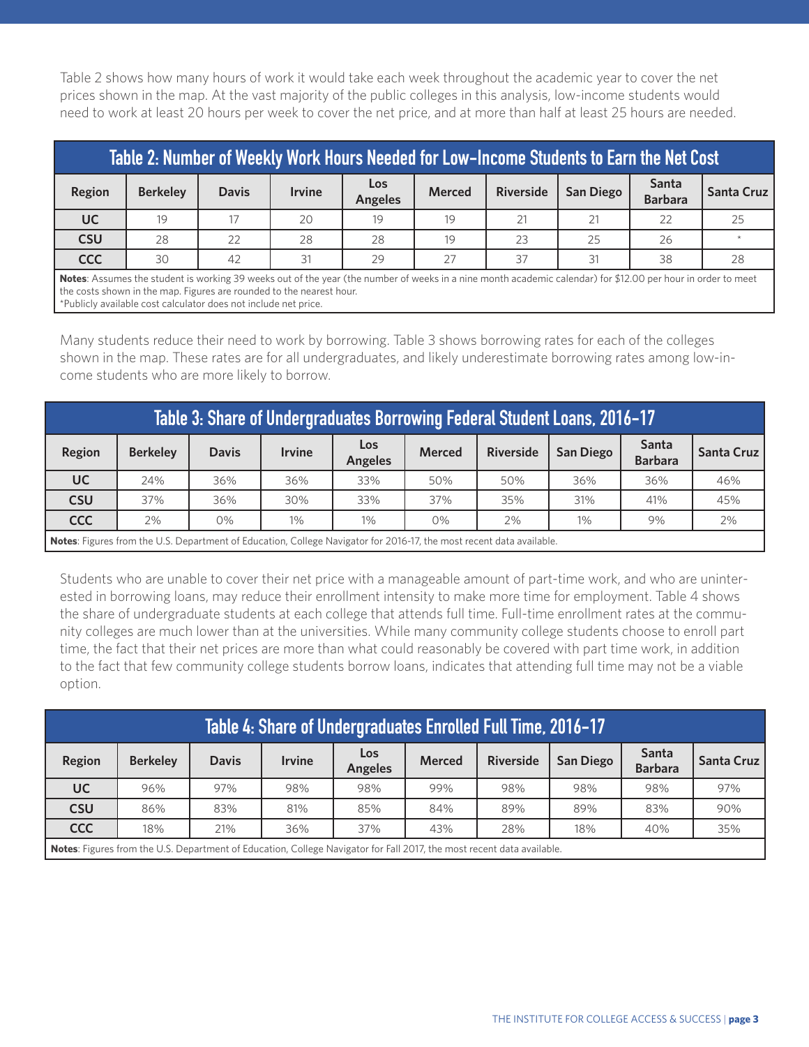Table 2 shows how many hours of work it would take each week throughout the academic year to cover the net prices shown in the map. At the vast majority of the public colleges in this analysis, low-income students would need to work at least 20 hours per week to cover the net price, and at more than half at least 25 hours are needed.

**Table 2: Number of Weekly Work Hours Needed for Low-Income Students to Earn the Net Cost**

| Region | Berkeley | Davis | Irvine | Los Angeles | Merced | Riverside | San Diego | Santa Barbara | Santa Cruz |
|---|---|---|---|---|---|---|---|---|---|
| UC | 19 | 17 | 20 | 19 | 19 | 21 | 21 | 22 | 25 |
| CSU | 28 | 22 | 28 | 28 | 19 | 23 | 25 | 26 | * |
| CCC | 30 | 42 | 31 | 29 | 27 | 37 | 31 | 38 | 28 |

**Notes**: Assumes the student is working 39 weeks out of the year (the number of weeks in a nine month academic calendar) for $12.00 per hour in order to meet the costs shown in the map. Figures are rounded to the nearest hour.
*Publicly available cost calculator does not include net price.

Many students reduce their need to work by borrowing. Table 3 shows borrowing rates for each of the colleges shown in the map. These rates are for all undergraduates, and likely underestimate borrowing rates among low-income students who are more likely to borrow.

**Table 3: Share of Undergraduates Borrowing Federal Student Loans, 2016-17**

| Region | Berkeley | Davis | Irvine | Los Angeles | Merced | Riverside | San Diego | Santa Barbara | Santa Cruz |
|---|---|---|---|---|---|---|---|---|---|
| UC | 24% | 36% | 36% | 33% | 50% | 50% | 36% | 36% | 46% |
| CSU | 37% | 36% | 30% | 33% | 37% | 35% | 31% | 41% | 45% |
| CCC | 2% | 0% | 1% | 1% | 0% | 2% | 1% | 9% | 2% |

**Notes**: Figures from the U.S. Department of Education, College Navigator for 2016-17, the most recent data available.

Students who are unable to cover their net price with a manageable amount of part-time work, and who are uninterested in borrowing loans, may reduce their enrollment intensity to make more time for employment. Table 4 shows the share of undergraduate students at each college that attends full time. Full-time enrollment rates at the community colleges are much lower than at the universities. While many community college students choose to enroll part time, the fact that their net prices are more than what could reasonably be covered with part time work, in addition to the fact that few community college students borrow loans, indicates that attending full time may not be a viable option.

**Table 4: Share of Undergraduates Enrolled Full Time, 2016-17**

| Region | Berkeley | Davis | Irvine | Los Angeles | Merced | Riverside | San Diego | Santa Barbara | Santa Cruz |
|---|---|---|---|---|---|---|---|---|---|
| UC | 96% | 97% | 98% | 98% | 99% | 98% | 98% | 98% | 97% |
| CSU | 86% | 83% | 81% | 85% | 84% | 89% | 89% | 83% | 90% |
| CCC | 18% | 21% | 36% | 37% | 43% | 28% | 18% | 40% | 35% |

**Notes**: Figures from the U.S. Department of Education, College Navigator for Fall 2017, the most recent data available.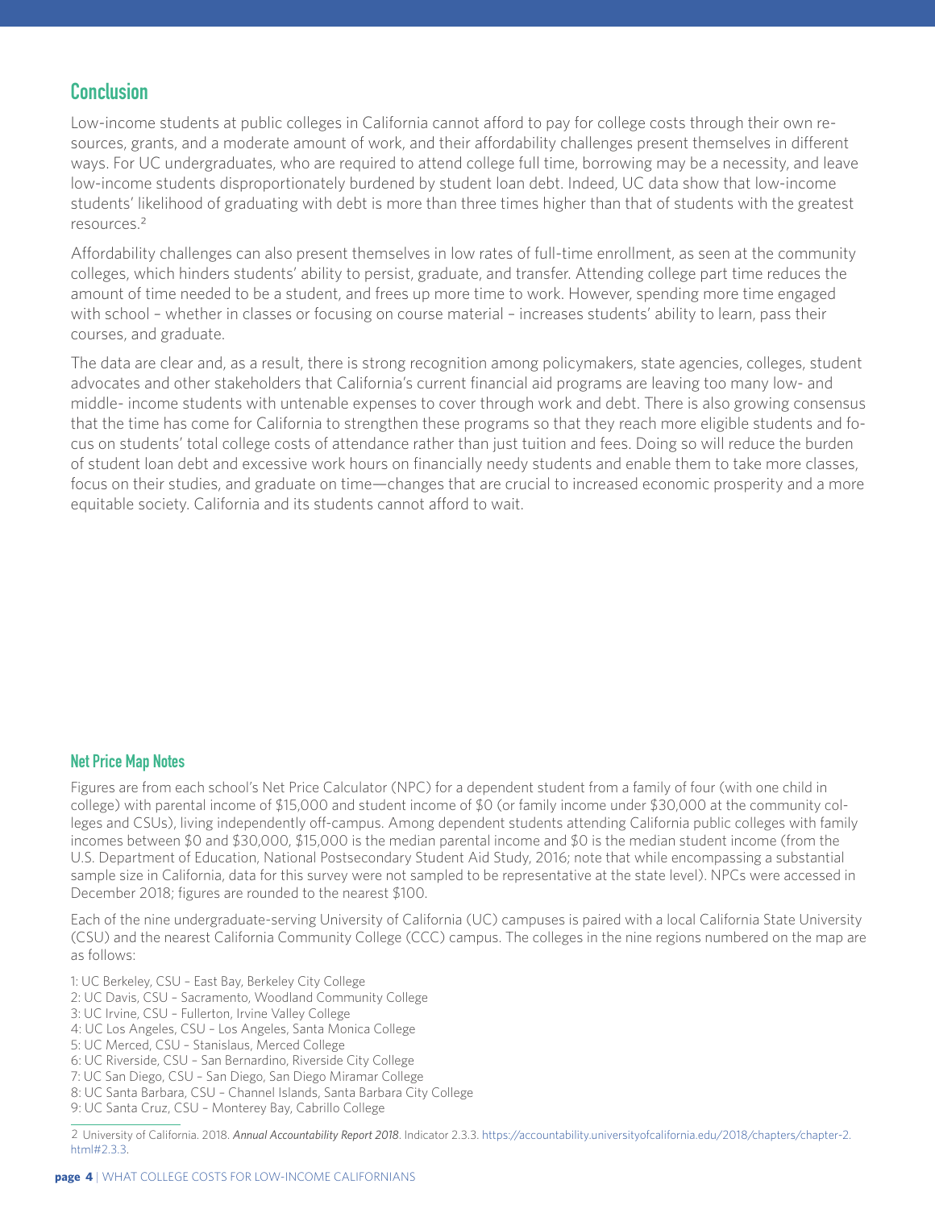## Conclusion

Low-income students at public colleges in California cannot afford to pay for college costs through their own resources, grants, and a moderate amount of work, and their affordability challenges present themselves in different ways. For UC undergraduates, who are required to attend college full time, borrowing may be a necessity, and leave low-income students disproportionately burdened by student loan debt. Indeed, UC data show that low-income students' likelihood of graduating with debt is more than three times higher than that of students with the greatest resources.[2]

Affordability challenges can also present themselves in low rates of full-time enrollment, as seen at the community colleges, which hinders students' ability to persist, graduate, and transfer. Attending college part time reduces the amount of time needed to be a student, and frees up more time to work. However, spending more time engaged with school – whether in classes or focusing on course material – increases students' ability to learn, pass their courses, and graduate.

The data are clear and, as a result, there is strong recognition among policymakers, state agencies, colleges, student advocates and other stakeholders that California's current financial aid programs are leaving too many low- and middle- income students with untenable expenses to cover through work and debt. There is also growing consensus that the time has come for California to strengthen these programs so that they reach more eligible students and focus on students' total college costs of attendance rather than just tuition and fees. Doing so will reduce the burden of student loan debt and excessive work hours on financially needy students and enable them to take more classes, focus on their studies, and graduate on time—changes that are crucial to increased economic prosperity and a more equitable society. California and its students cannot afford to wait.

### Net Price Map Notes

Figures are from each school's Net Price Calculator (NPC) for a dependent student from a family of four (with one child in college) with parental income of $15,000 and student income of $0 (or family income under $30,000 at the community colleges and CSUs), living independently off-campus. Among dependent students attending California public colleges with family incomes between $0 and $30,000, $15,000 is the median parental income and $0 is the median student income (from the U.S. Department of Education, National Postsecondary Student Aid Study, 2016; note that while encompassing a substantial sample size in California, data for this survey were not sampled to be representative at the state level). NPCs were accessed in December 2018; figures are rounded to the nearest $100.

Each of the nine undergraduate-serving University of California (UC) campuses is paired with a local California State University (CSU) and the nearest California Community College (CCC) campus. The colleges in the nine regions numbered on the map are as follows:

1: UC Berkeley, CSU – East Bay, Berkeley City College
2: UC Davis, CSU – Sacramento, Woodland Community College
3: UC Irvine, CSU – Fullerton, Irvine Valley College
4: UC Los Angeles, CSU – Los Angeles, Santa Monica College
5: UC Merced, CSU – Stanislaus, Merced College
6: UC Riverside, CSU – San Bernardino, Riverside City College
7: UC San Diego, CSU – San Diego, San Diego Miramar College
8: UC Santa Barbara, CSU – Channel Islands, Santa Barbara City College
9: UC Santa Cruz, CSU – Monterey Bay, Cabrillo College

---

2 University of California. 2018. *Annual Accountability Report 2018*. Indicator 2.3.3. https://accountability.universityofcalifornia.edu/2018/chapters/chapter-2.html#2.3.3.